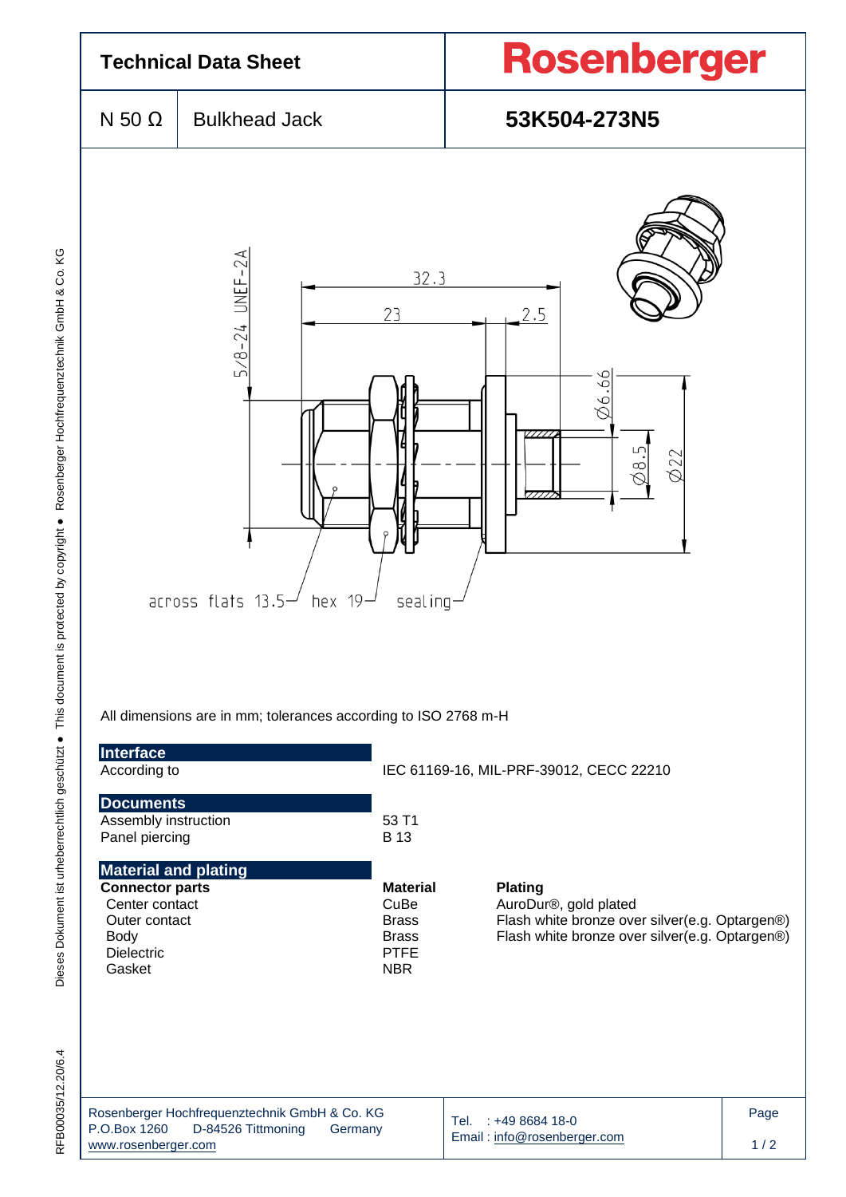# Technical Data Sheet

**Rosenberger**

| N 50 Ω | Bulkhead Jack | **53K504-273N5** |
|---|---|---|

All dimensions are in mm; tolerances according to ISO 2768 m-H

## Interface

| | |
|---|---|
| According to | IEC 61169-16, MIL-PRF-39012, CECC 22210 |

## Documents

| | |
|---|---|
| Assembly instruction | 53 T1 |
| Panel piercing | B 13 |

## Material and plating

| **Connector parts** | **Material** | **Plating** |
|---|---|---|
| Center contact | CuBe | AuroDur®, gold plated |
| Outer contact | Brass | Flash white bronze over silver(e.g. Optargen®) |
| Body | Brass | Flash white bronze over silver(e.g. Optargen®) |
| Dielectric | PTFE | |
| Gasket | NBR | |

Rosenberger Hochfrequenztechnik GmbH & Co. KG
P.O.Box 1260 D-84526 Tittmoning Germany
www.rosenberger.com

Tel. : +49 8684 18-0
Email : info@rosenberger.com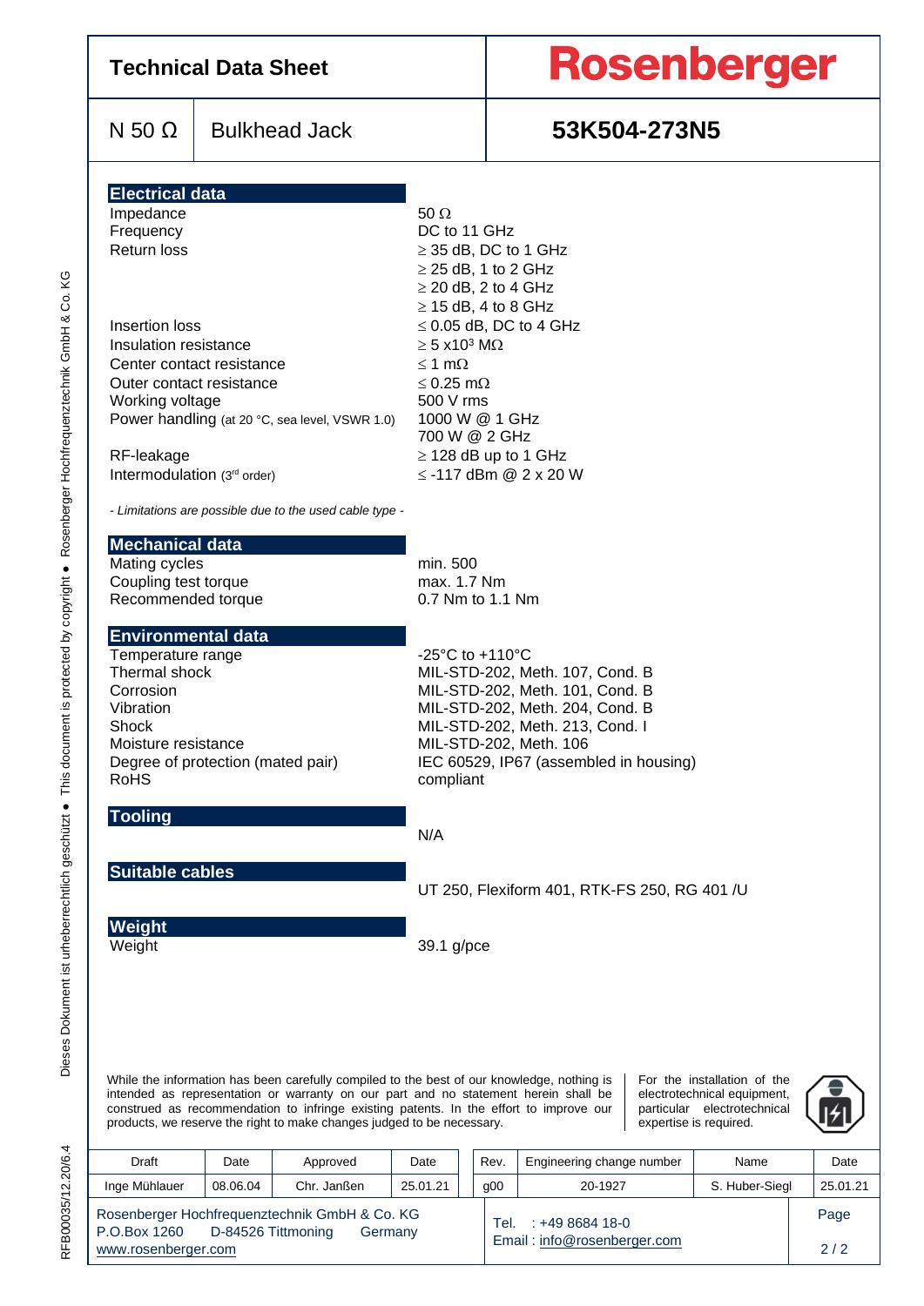# Technical Data Sheet

**Rosenberger**

| N 50 Ω | Bulkhead Jack | **53K504-273N5** |
|---|---|---|

## Electrical data

| | |
|---|---|
| Impedance | 50 Ω |
| Frequency | DC to 11 GHz |
| Return loss | ≥ 35 dB, DC to 1 GHz<br>≥ 25 dB, 1 to 2 GHz<br>≥ 20 dB, 2 to 4 GHz<br>≥ 15 dB, 4 to 8 GHz |
| Insertion loss | ≤ 0.05 dB, DC to 4 GHz |
| Insulation resistance | ≥ 5 x10³ MΩ |
| Center contact resistance | ≤ 1 mΩ |
| Outer contact resistance | ≤ 0.25 mΩ |
| Working voltage | 500 V rms |
| Power handling (at 20 °C, sea level, VSWR 1.0) | 1000 W @ 1 GHz<br>700 W @ 2 GHz |
| RF-leakage | ≥ 128 dB up to 1 GHz |
| Intermodulation (3rd order) | ≤ -117 dBm @ 2 x 20 W |

*- Limitations are possible due to the used cable type -*

## Mechanical data

| | |
|---|---|
| Mating cycles | min. 500 |
| Coupling test torque | max. 1.7 Nm |
| Recommended torque | 0.7 Nm to 1.1 Nm |

## Environmental data

| | |
|---|---|
| Temperature range | -25°C to +110°C |
| Thermal shock | MIL-STD-202, Meth. 107, Cond. B |
| Corrosion | MIL-STD-202, Meth. 101, Cond. B |
| Vibration | MIL-STD-202, Meth. 204, Cond. B |
| Shock | MIL-STD-202, Meth. 213, Cond. I |
| Moisture resistance | MIL-STD-202, Meth. 106 |
| Degree of protection (mated pair) | IEC 60529, IP67 (assembled in housing) |
| RoHS | compliant |

## Tooling

N/A

## Suitable cables

UT 250, Flexiform 401, RTK-FS 250, RG 401 /U

## Weight

| | |
|---|---|
| Weight | 39.1 g/pce |

While the information has been carefully compiled to the best of our knowledge, nothing is intended as representation or warranty on our part and no statement herein shall be construed as recommendation to infringe existing patents. In the effort to improve our products, we reserve the right to make changes judged to be necessary.

For the installation of the electrotechnical equipment, particular electrotechnical expertise is required.

| Draft | Date | Approved | Date | Rev. | Engineering change number | Name | Date |
|---|---|---|---|---|---|---|---|
| Inge Mühlauer | 08.06.04 | Chr. Janßen | 25.01.21 | g00 | 20-1927 | S. Huber-Siegl | 25.01.21 |

Rosenberger Hochfrequenztechnik GmbH & Co. KG
P.O.Box 1260 D-84526 Tittmoning Germany
www.rosenberger.com

Tel. : +49 8684 18-0
Email : info@rosenberger.com

RFB00035/12.20/6.4

Dieses Dokument ist urheberrechtlich geschützt ● This document is protected by copyright ● Rosenberger Hochfrequenztechnik GmbH & Co. KG